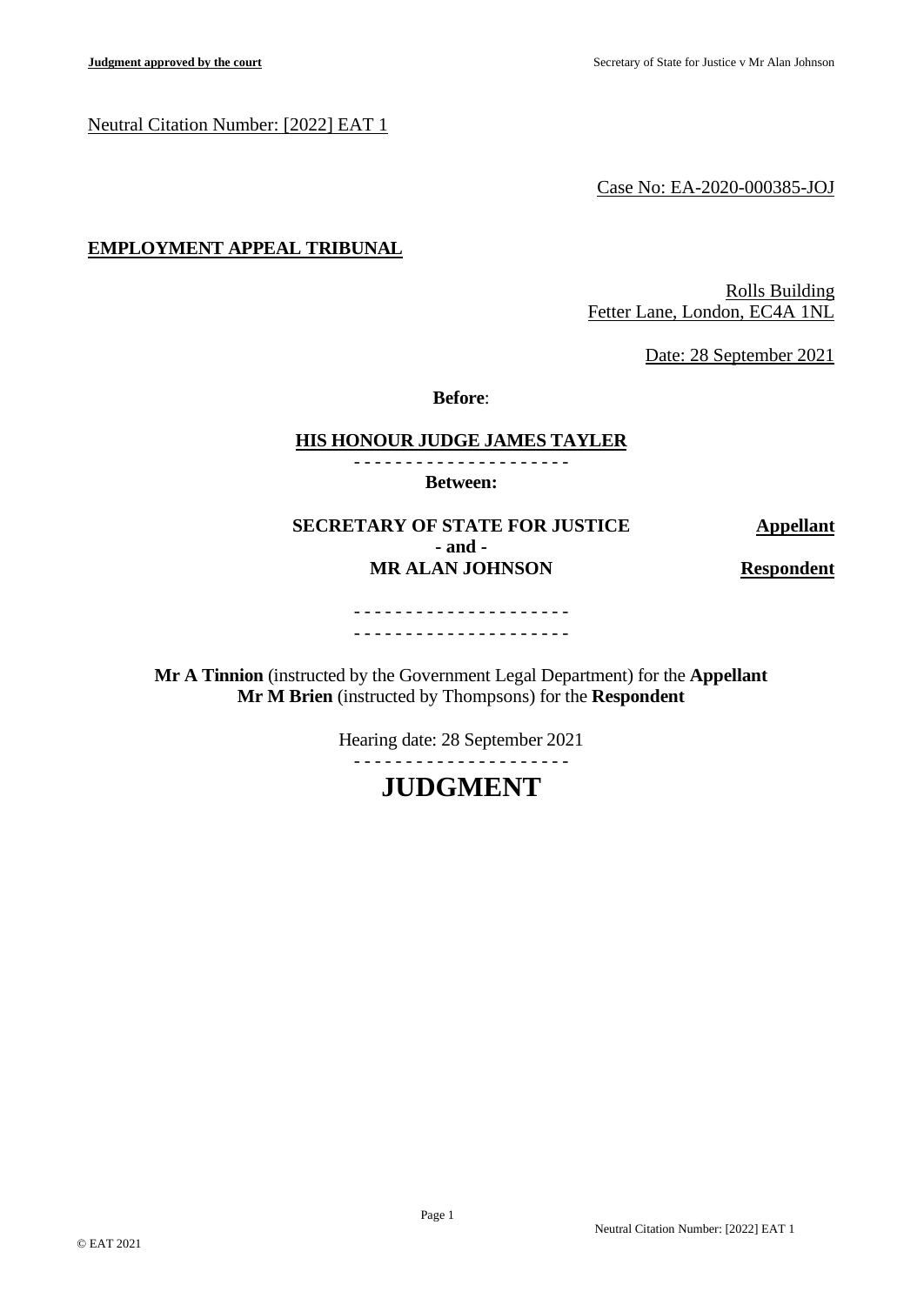Neutral Citation Number: [2022] EAT 1

Case No: EA-2020-000385-JOJ

**EMPLOYMENT APPEAL TRIBUNAL**

Rolls Building
Fetter Lane, London, EC4A 1NL

Date: 28 September 2021

**Before**:

**HIS HONOUR JUDGE JAMES TAYLER**

- - - - - - - - - - - - - - - - - - - - -

**Between:**

**SECRETARY OF STATE FOR JUSTICE** **Appellant**
**- and -**
**MR ALAN JOHNSON** **Respondent**

- - - - - - - - - - - - - - - - - - - - -
- - - - - - - - - - - - - - - - - - - - -

**Mr A Tinnion** (instructed by the Government Legal Department) for the **Appellant**
**Mr M Brien** (instructed by Thompsons) for the **Respondent**

Hearing date: 28 September 2021

- - - - - - - - - - - - - - - - - - - - -

# JUDGMENT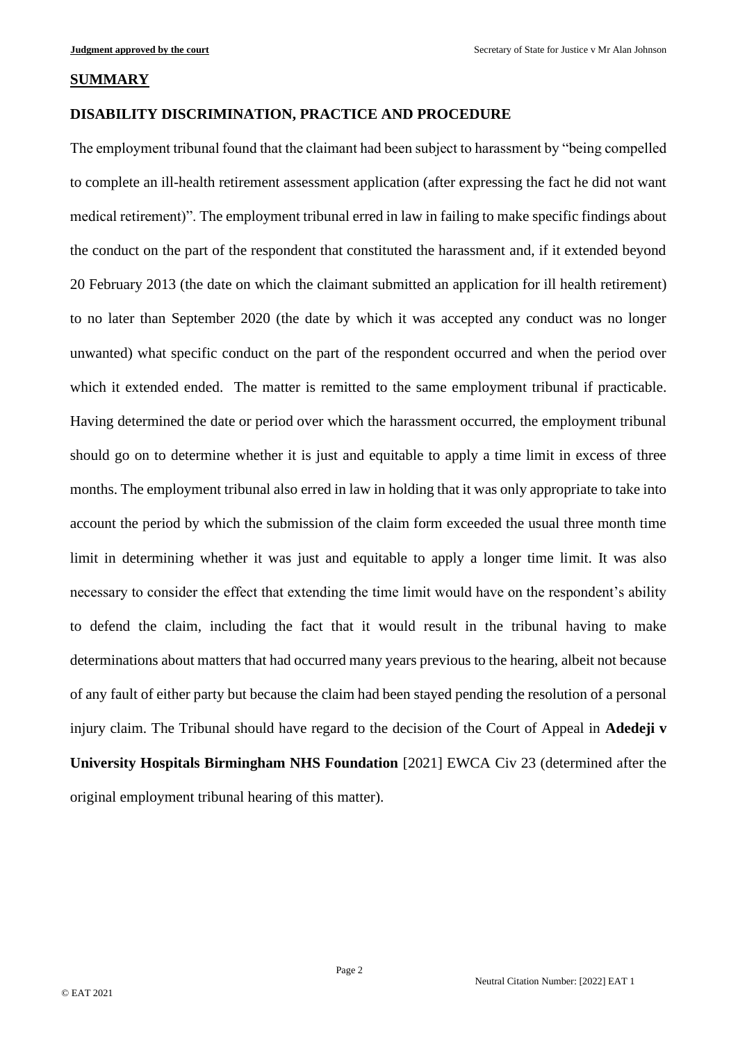## SUMMARY

### DISABILITY DISCRIMINATION, PRACTICE AND PROCEDURE

The employment tribunal found that the claimant had been subject to harassment by "being compelled to complete an ill-health retirement assessment application (after expressing the fact he did not want medical retirement)". The employment tribunal erred in law in failing to make specific findings about the conduct on the part of the respondent that constituted the harassment and, if it extended beyond 20 February 2013 (the date on which the claimant submitted an application for ill health retirement) to no later than September 2020 (the date by which it was accepted any conduct was no longer unwanted) what specific conduct on the part of the respondent occurred and when the period over which it extended ended. The matter is remitted to the same employment tribunal if practicable. Having determined the date or period over which the harassment occurred, the employment tribunal should go on to determine whether it is just and equitable to apply a time limit in excess of three months. The employment tribunal also erred in law in holding that it was only appropriate to take into account the period by which the submission of the claim form exceeded the usual three month time limit in determining whether it was just and equitable to apply a longer time limit. It was also necessary to consider the effect that extending the time limit would have on the respondent's ability to defend the claim, including the fact that it would result in the tribunal having to make determinations about matters that had occurred many years previous to the hearing, albeit not because of any fault of either party but because the claim had been stayed pending the resolution of a personal injury claim. The Tribunal should have regard to the decision of the Court of Appeal in **Adedeji v University Hospitals Birmingham NHS Foundation** [2021] EWCA Civ 23 (determined after the original employment tribunal hearing of this matter).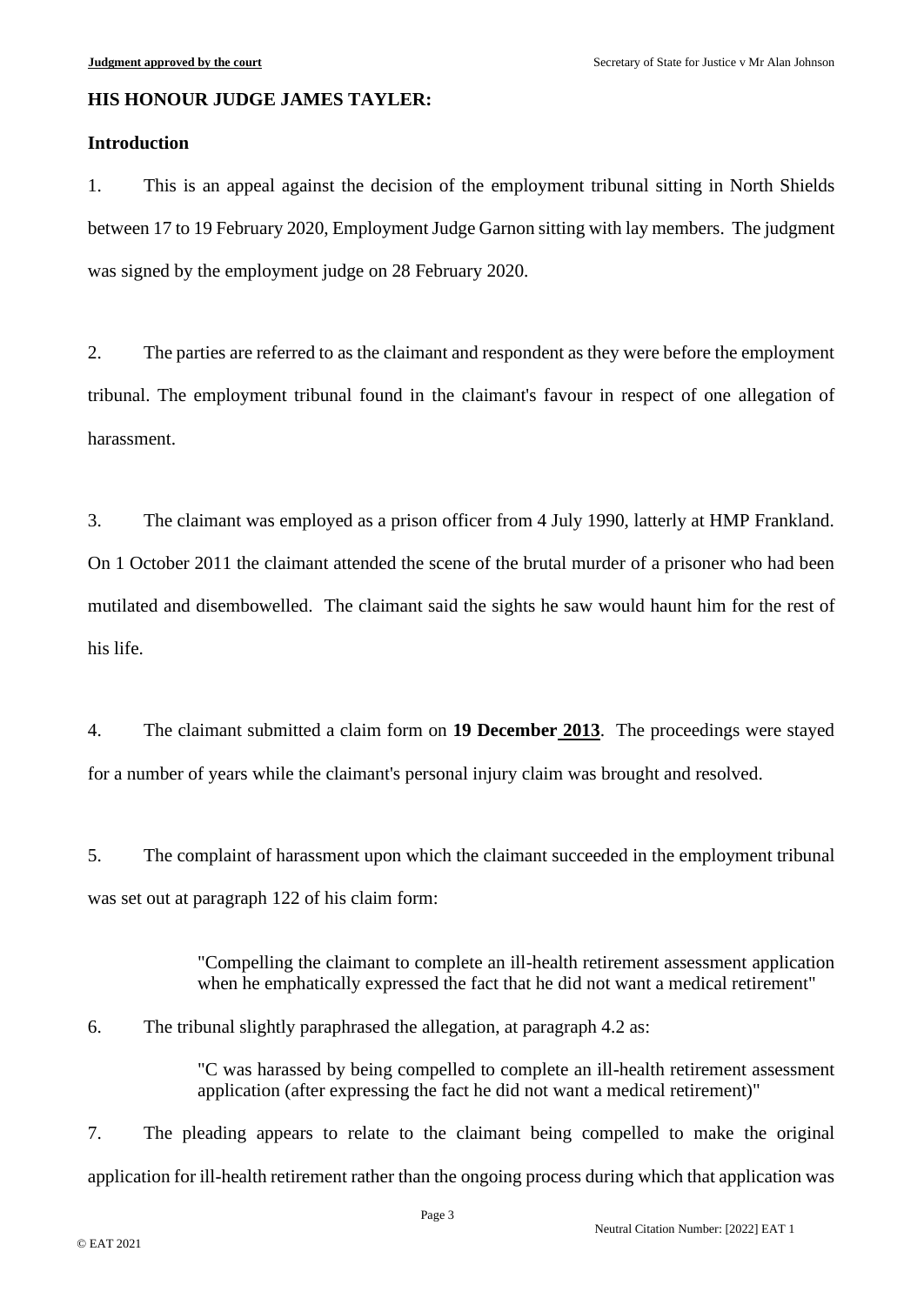**HIS HONOUR JUDGE JAMES TAYLER:**

**Introduction**

1. This is an appeal against the decision of the employment tribunal sitting in North Shields between 17 to 19 February 2020, Employment Judge Garnon sitting with lay members. The judgment was signed by the employment judge on 28 February 2020.

2. The parties are referred to as the claimant and respondent as they were before the employment tribunal. The employment tribunal found in the claimant's favour in respect of one allegation of harassment.

3. The claimant was employed as a prison officer from 4 July 1990, latterly at HMP Frankland. On 1 October 2011 the claimant attended the scene of the brutal murder of a prisoner who had been mutilated and disembowelled. The claimant said the sights he saw would haunt him for the rest of his life.

4. The claimant submitted a claim form on **19 December 2013**. The proceedings were stayed for a number of years while the claimant's personal injury claim was brought and resolved.

5. The complaint of harassment upon which the claimant succeeded in the employment tribunal was set out at paragraph 122 of his claim form:

> "Compelling the claimant to complete an ill-health retirement assessment application when he emphatically expressed the fact that he did not want a medical retirement"

6. The tribunal slightly paraphrased the allegation, at paragraph 4.2 as:

> "C was harassed by being compelled to complete an ill-health retirement assessment application (after expressing the fact he did not want a medical retirement)"

7. The pleading appears to relate to the claimant being compelled to make the original application for ill-health retirement rather than the ongoing process during which that application was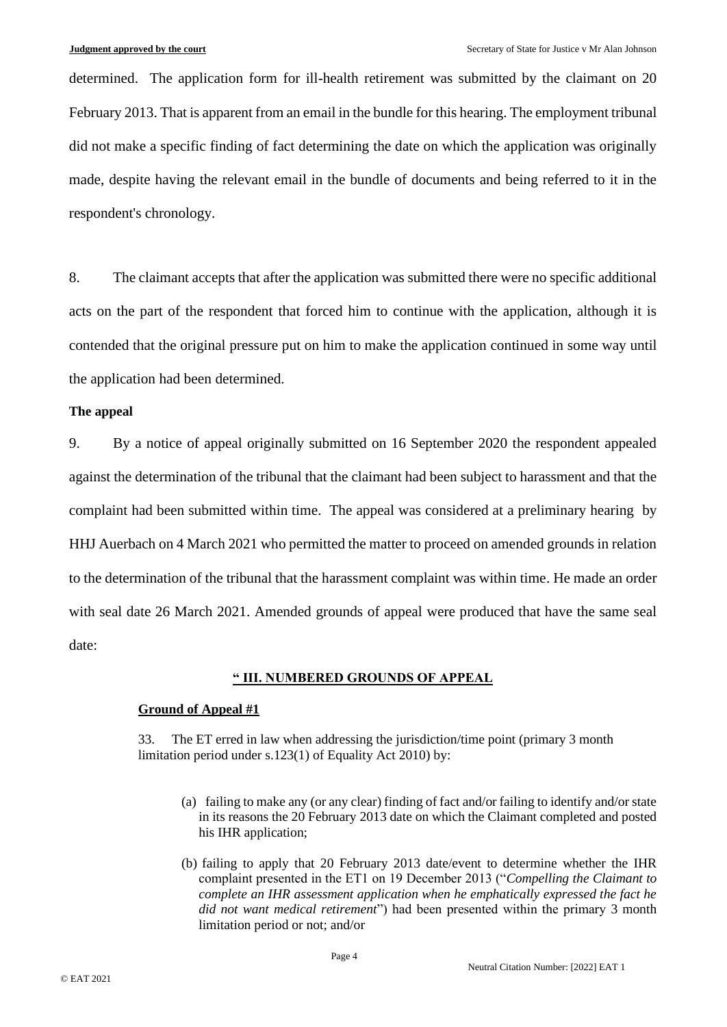determined. The application form for ill-health retirement was submitted by the claimant on 20 February 2013. That is apparent from an email in the bundle for this hearing. The employment tribunal did not make a specific finding of fact determining the date on which the application was originally made, despite having the relevant email in the bundle of documents and being referred to it in the respondent's chronology.

8. The claimant accepts that after the application was submitted there were no specific additional acts on the part of the respondent that forced him to continue with the application, although it is contended that the original pressure put on him to make the application continued in some way until the application had been determined.

**The appeal**

9. By a notice of appeal originally submitted on 16 September 2020 the respondent appealed against the determination of the tribunal that the claimant had been subject to harassment and that the complaint had been submitted within time. The appeal was considered at a preliminary hearing by HHJ Auerbach on 4 March 2021 who permitted the matter to proceed on amended grounds in relation to the determination of the tribunal that the harassment complaint was within time. He made an order with seal date 26 March 2021. Amended grounds of appeal were produced that have the same seal date:

> **" III. NUMBERED GROUNDS OF APPEAL**
>
> **Ground of Appeal #1**
>
> 33. The ET erred in law when addressing the jurisdiction/time point (primary 3 month limitation period under s.123(1) of Equality Act 2010) by:
>
> (a) failing to make any (or any clear) finding of fact and/or failing to identify and/or state in its reasons the 20 February 2013 date on which the Claimant completed and posted his IHR application;
>
> (b) failing to apply that 20 February 2013 date/event to determine whether the IHR complaint presented in the ET1 on 19 December 2013 ("*Compelling the Claimant to complete an IHR assessment application when he emphatically expressed the fact he did not want medical retirement*") had been presented within the primary 3 month limitation period or not; and/or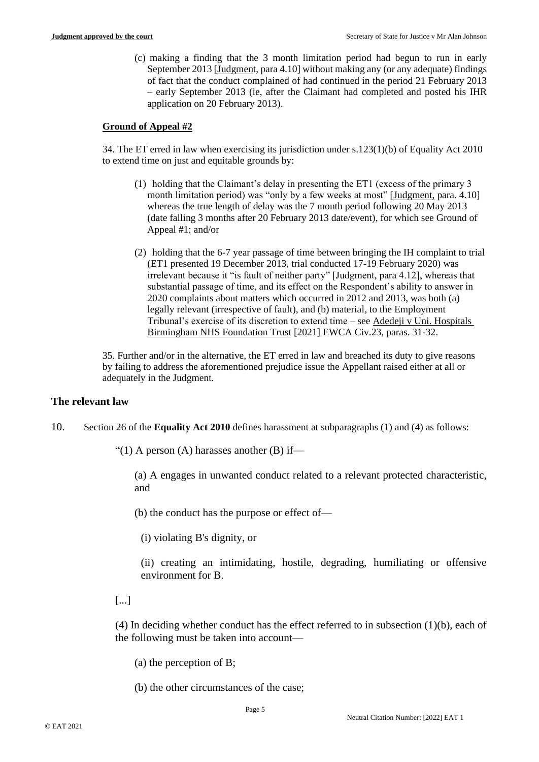(c) making a finding that the 3 month limitation period had begun to run in early September 2013 [Judgment, para 4.10] without making any (or any adequate) findings of fact that the conduct complained of had continued in the period 21 February 2013 – early September 2013 (ie, after the Claimant had completed and posted his IHR application on 20 February 2013).

**Ground of Appeal #2**

34. The ET erred in law when exercising its jurisdiction under s.123(1)(b) of Equality Act 2010 to extend time on just and equitable grounds by:

(1) holding that the Claimant's delay in presenting the ET1 (excess of the primary 3 month limitation period) was "only by a few weeks at most" [Judgment, para. 4.10] whereas the true length of delay was the 7 month period following 20 May 2013 (date falling 3 months after 20 February 2013 date/event), for which see Ground of Appeal #1; and/or

(2) holding that the 6-7 year passage of time between bringing the IH complaint to trial (ET1 presented 19 December 2013, trial conducted 17-19 February 2020) was irrelevant because it "is fault of neither party" [Judgment, para 4.12], whereas that substantial passage of time, and its effect on the Respondent's ability to answer in 2020 complaints about matters which occurred in 2012 and 2013, was both (a) legally relevant (irrespective of fault), and (b) material, to the Employment Tribunal's exercise of its discretion to extend time – see Adedeji v Uni. Hospitals Birmingham NHS Foundation Trust [2021] EWCA Civ.23, paras. 31-32.

35. Further and/or in the alternative, the ET erred in law and breached its duty to give reasons by failing to address the aforementioned prejudice issue the Appellant raised either at all or adequately in the Judgment.

## The relevant law

10. Section 26 of the **Equality Act 2010** defines harassment at subparagraphs (1) and (4) as follows:

"(1) A person (A) harasses another (B) if—

(a) A engages in unwanted conduct related to a relevant protected characteristic, and

(b) the conduct has the purpose or effect of—

(i) violating B's dignity, or

(ii) creating an intimidating, hostile, degrading, humiliating or offensive environment for B.

[...]

(4) In deciding whether conduct has the effect referred to in subsection (1)(b), each of the following must be taken into account—

(a) the perception of B;

(b) the other circumstances of the case;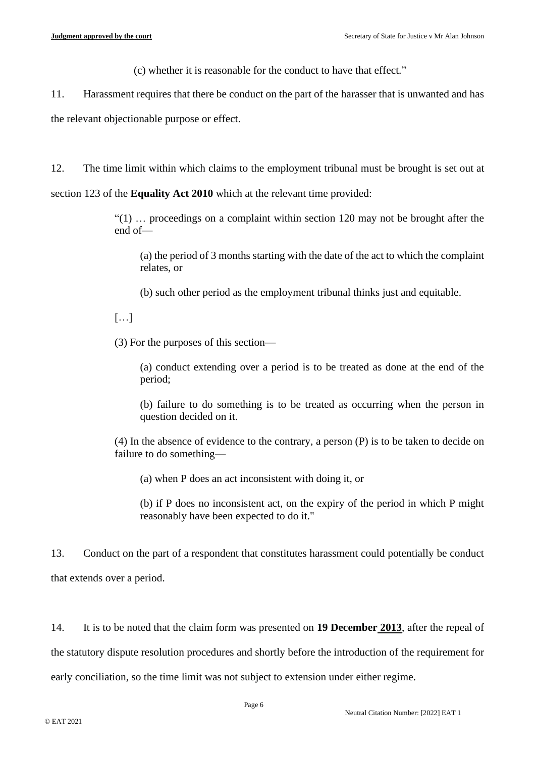(c) whether it is reasonable for the conduct to have that effect."

11. Harassment requires that there be conduct on the part of the harasser that is unwanted and has the relevant objectionable purpose or effect.

12. The time limit within which claims to the employment tribunal must be brought is set out at section 123 of the **Equality Act 2010** which at the relevant time provided:

> "(1) … proceedings on a complaint within section 120 may not be brought after the end of—
>
> > (a) the period of 3 months starting with the date of the act to which the complaint relates, or
> >
> > (b) such other period as the employment tribunal thinks just and equitable.
>
> […]
>
> (3) For the purposes of this section—
>
> > (a) conduct extending over a period is to be treated as done at the end of the period;
> >
> > (b) failure to do something is to be treated as occurring when the person in question decided on it.
>
> (4) In the absence of evidence to the contrary, a person (P) is to be taken to decide on failure to do something—
>
> > (a) when P does an act inconsistent with doing it, or
> >
> > (b) if P does no inconsistent act, on the expiry of the period in which P might reasonably have been expected to do it."

13. Conduct on the part of a respondent that constitutes harassment could potentially be conduct that extends over a period.

14. It is to be noted that the claim form was presented on **19 December 2013**, after the repeal of the statutory dispute resolution procedures and shortly before the introduction of the requirement for early conciliation, so the time limit was not subject to extension under either regime.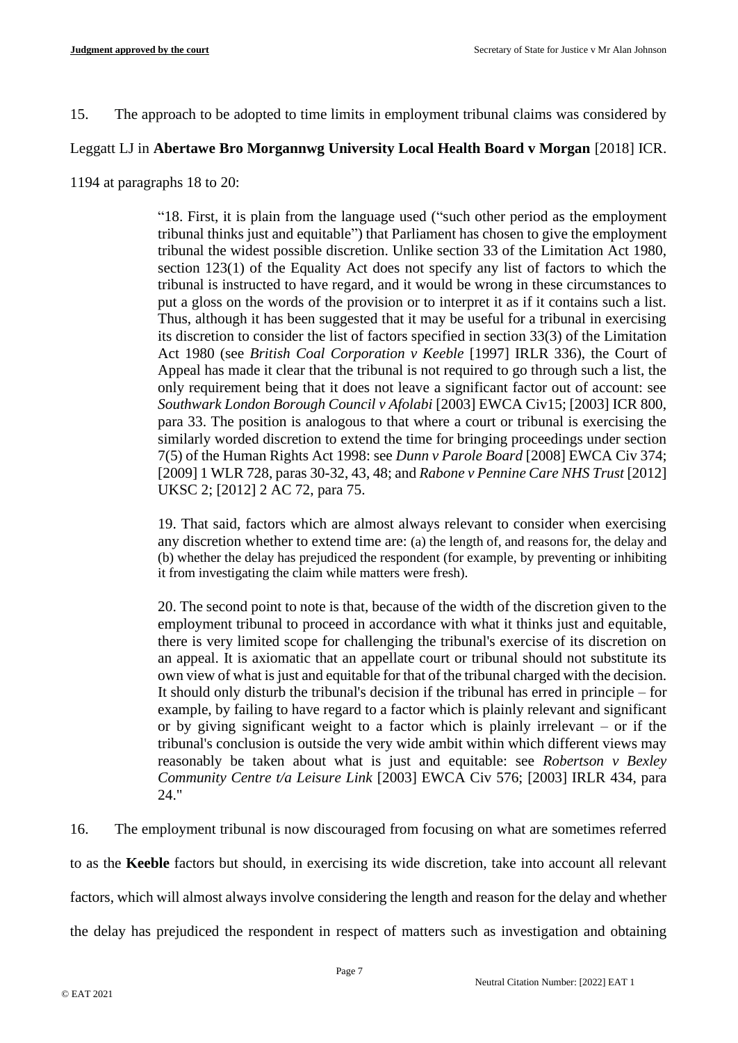15. The approach to be adopted to time limits in employment tribunal claims was considered by Leggatt LJ in **Abertawe Bro Morgannwg University Local Health Board v Morgan** [2018] ICR. 1194 at paragraphs 18 to 20:

> "18. First, it is plain from the language used ("such other period as the employment tribunal thinks just and equitable") that Parliament has chosen to give the employment tribunal the widest possible discretion. Unlike section 33 of the Limitation Act 1980, section 123(1) of the Equality Act does not specify any list of factors to which the tribunal is instructed to have regard, and it would be wrong in these circumstances to put a gloss on the words of the provision or to interpret it as if it contains such a list. Thus, although it has been suggested that it may be useful for a tribunal in exercising its discretion to consider the list of factors specified in section 33(3) of the Limitation Act 1980 (see *British Coal Corporation v Keeble* [1997] IRLR 336), the Court of Appeal has made it clear that the tribunal is not required to go through such a list, the only requirement being that it does not leave a significant factor out of account: see *Southwark London Borough Council v Afolabi* [2003] EWCA Civ15; [2003] ICR 800, para 33. The position is analogous to that where a court or tribunal is exercising the similarly worded discretion to extend the time for bringing proceedings under section 7(5) of the Human Rights Act 1998: see *Dunn v Parole Board* [2008] EWCA Civ 374; [2009] 1 WLR 728, paras 30-32, 43, 48; and *Rabone v Pennine Care NHS Trust* [2012] UKSC 2; [2012] 2 AC 72, para 75.
>
> 19. That said, factors which are almost always relevant to consider when exercising any discretion whether to extend time are: (a) the length of, and reasons for, the delay and (b) whether the delay has prejudiced the respondent (for example, by preventing or inhibiting it from investigating the claim while matters were fresh).
>
> 20. The second point to note is that, because of the width of the discretion given to the employment tribunal to proceed in accordance with what it thinks just and equitable, there is very limited scope for challenging the tribunal's exercise of its discretion on an appeal. It is axiomatic that an appellate court or tribunal should not substitute its own view of what is just and equitable for that of the tribunal charged with the decision. It should only disturb the tribunal's decision if the tribunal has erred in principle – for example, by failing to have regard to a factor which is plainly relevant and significant or by giving significant weight to a factor which is plainly irrelevant – or if the tribunal's conclusion is outside the very wide ambit within which different views may reasonably be taken about what is just and equitable: see *Robertson v Bexley Community Centre t/a Leisure Link* [2003] EWCA Civ 576; [2003] IRLR 434, para 24."

16. The employment tribunal is now discouraged from focusing on what are sometimes referred to as the **Keeble** factors but should, in exercising its wide discretion, take into account all relevant factors, which will almost always involve considering the length and reason for the delay and whether the delay has prejudiced the respondent in respect of matters such as investigation and obtaining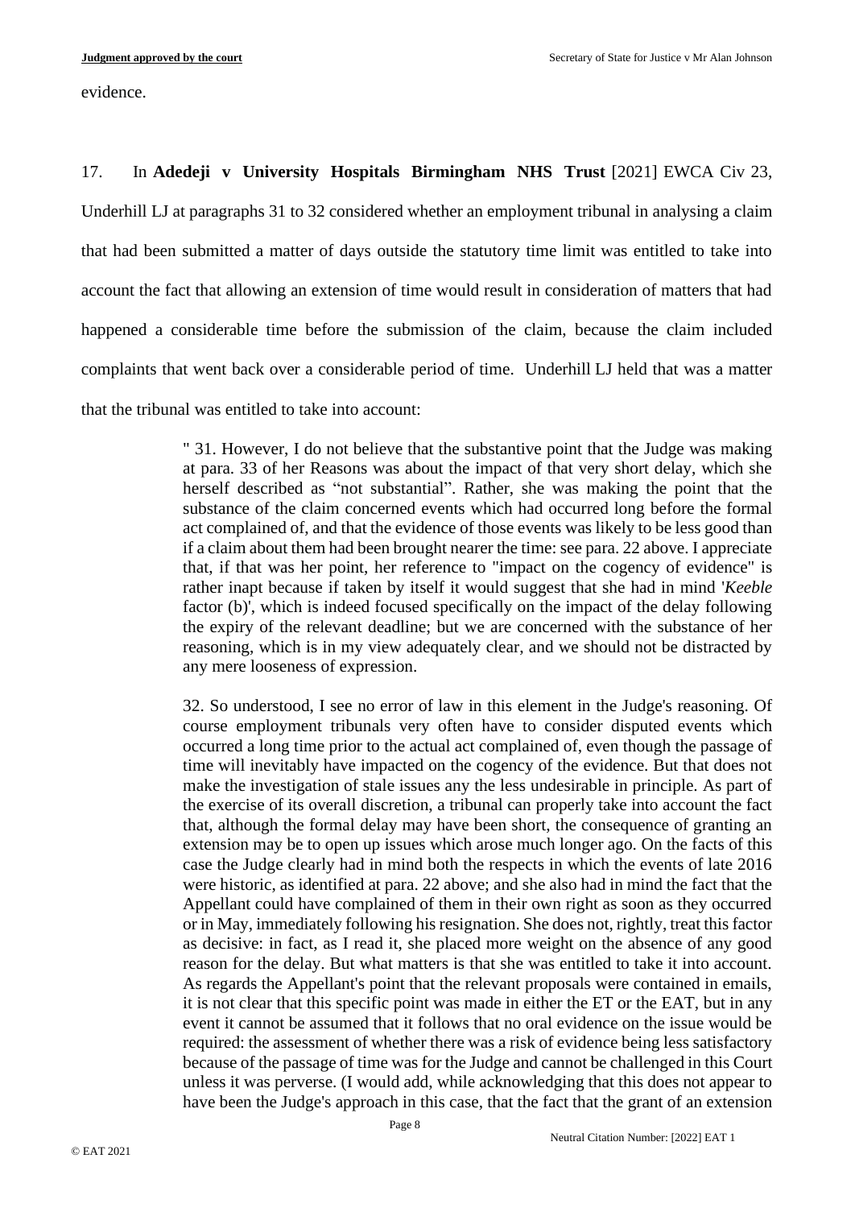evidence.

17. In **Adedeji v University Hospitals Birmingham NHS Trust** [2021] EWCA Civ 23, Underhill LJ at paragraphs 31 to 32 considered whether an employment tribunal in analysing a claim that had been submitted a matter of days outside the statutory time limit was entitled to take into account the fact that allowing an extension of time would result in consideration of matters that had happened a considerable time before the submission of the claim, because the claim included complaints that went back over a considerable period of time. Underhill LJ held that was a matter that the tribunal was entitled to take into account:

> " 31. However, I do not believe that the substantive point that the Judge was making at para. 33 of her Reasons was about the impact of that very short delay, which she herself described as "not substantial". Rather, she was making the point that the substance of the claim concerned events which had occurred long before the formal act complained of, and that the evidence of those events was likely to be less good than if a claim about them had been brought nearer the time: see para. 22 above. I appreciate that, if that was her point, her reference to "impact on the cogency of evidence" is rather inapt because if taken by itself it would suggest that she had in mind '*Keeble* factor (b)', which is indeed focused specifically on the impact of the delay following the expiry of the relevant deadline; but we are concerned with the substance of her reasoning, which is in my view adequately clear, and we should not be distracted by any mere looseness of expression.
>
> 32. So understood, I see no error of law in this element in the Judge's reasoning. Of course employment tribunals very often have to consider disputed events which occurred a long time prior to the actual act complained of, even though the passage of time will inevitably have impacted on the cogency of the evidence. But that does not make the investigation of stale issues any the less undesirable in principle. As part of the exercise of its overall discretion, a tribunal can properly take into account the fact that, although the formal delay may have been short, the consequence of granting an extension may be to open up issues which arose much longer ago. On the facts of this case the Judge clearly had in mind both the respects in which the events of late 2016 were historic, as identified at para. 22 above; and she also had in mind the fact that the Appellant could have complained of them in their own right as soon as they occurred or in May, immediately following his resignation. She does not, rightly, treat this factor as decisive: in fact, as I read it, she placed more weight on the absence of any good reason for the delay. But what matters is that she was entitled to take it into account. As regards the Appellant's point that the relevant proposals were contained in emails, it is not clear that this specific point was made in either the ET or the EAT, but in any event it cannot be assumed that it follows that no oral evidence on the issue would be required: the assessment of whether there was a risk of evidence being less satisfactory because of the passage of time was for the Judge and cannot be challenged in this Court unless it was perverse. (I would add, while acknowledging that this does not appear to have been the Judge's approach in this case, that the fact that the grant of an extension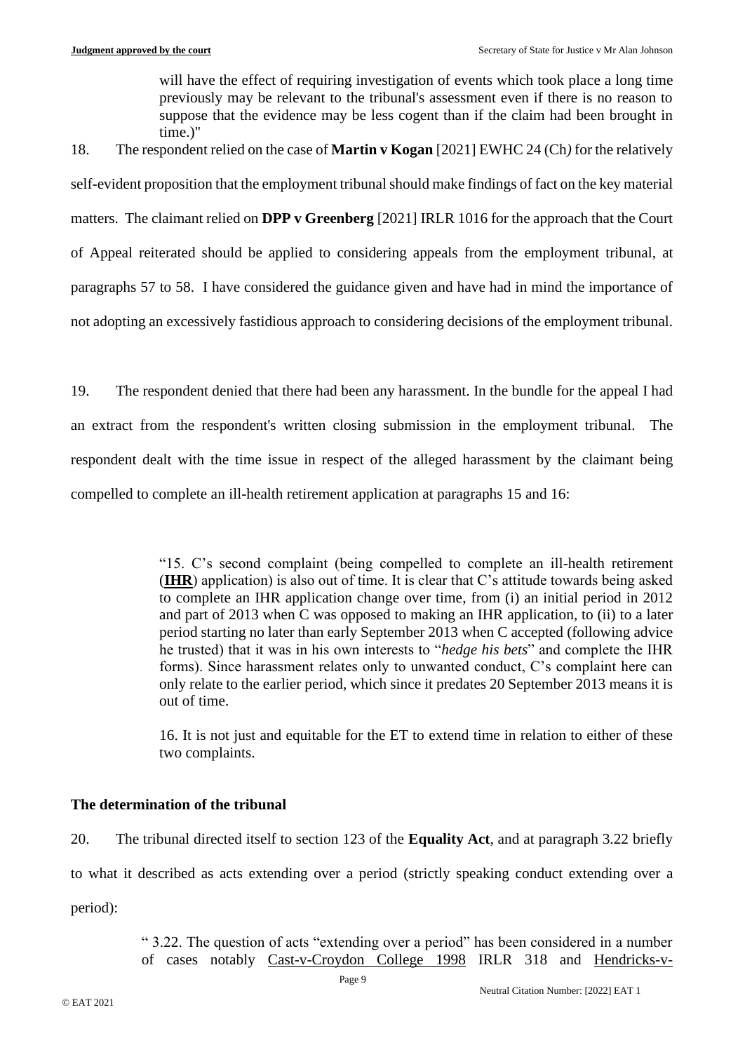> will have the effect of requiring investigation of events which took place a long time previously may be relevant to the tribunal's assessment even if there is no reason to suppose that the evidence may be less cogent than if the claim had been brought in time.)"

18. The respondent relied on the case of **Martin v Kogan** [2021] EWHC 24 (Ch*)* for the relatively self-evident proposition that the employment tribunal should make findings of fact on the key material matters. The claimant relied on **DPP v Greenberg** [2021] IRLR 1016 for the approach that the Court of Appeal reiterated should be applied to considering appeals from the employment tribunal, at paragraphs 57 to 58. I have considered the guidance given and have had in mind the importance of not adopting an excessively fastidious approach to considering decisions of the employment tribunal.

19. The respondent denied that there had been any harassment. In the bundle for the appeal I had an extract from the respondent's written closing submission in the employment tribunal. The respondent dealt with the time issue in respect of the alleged harassment by the claimant being compelled to complete an ill-health retirement application at paragraphs 15 and 16:

> "15. C's second complaint (being compelled to complete an ill-health retirement (**IHR**) application) is also out of time. It is clear that C's attitude towards being asked to complete an IHR application change over time, from (i) an initial period in 2012 and part of 2013 when C was opposed to making an IHR application, to (ii) to a later period starting no later than early September 2013 when C accepted (following advice he trusted) that it was in his own interests to "*hedge his bets*" and complete the IHR forms). Since harassment relates only to unwanted conduct, C's complaint here can only relate to the earlier period, which since it predates 20 September 2013 means it is out of time.
>
> 16. It is not just and equitable for the ET to extend time in relation to either of these two complaints.

## The determination of the tribunal

20. The tribunal directed itself to section 123 of the **Equality Act**, and at paragraph 3.22 briefly to what it described as acts extending over a period (strictly speaking conduct extending over a period):

> " 3.22. The question of acts "extending over a period" has been considered in a number of cases notably Cast-v-Croydon College 1998 IRLR 318 and Hendricks-v-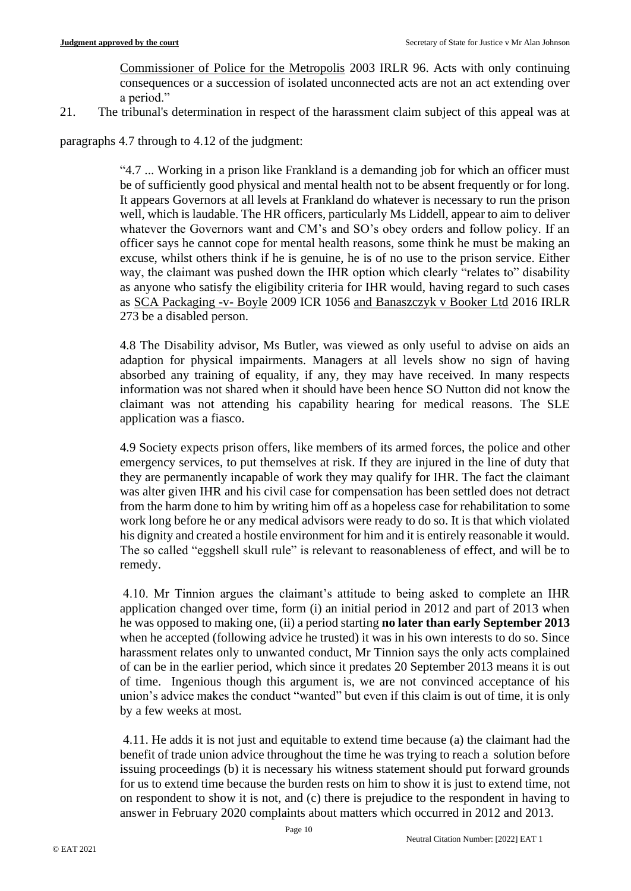Commissioner of Police for the Metropolis 2003 IRLR 96. Acts with only continuing consequences or a succession of isolated unconnected acts are not an act extending over a period."

21. The tribunal's determination in respect of the harassment claim subject of this appeal was at paragraphs 4.7 through to 4.12 of the judgment:

> "4.7 ... Working in a prison like Frankland is a demanding job for which an officer must be of sufficiently good physical and mental health not to be absent frequently or for long. It appears Governors at all levels at Frankland do whatever is necessary to run the prison well, which is laudable. The HR officers, particularly Ms Liddell, appear to aim to deliver whatever the Governors want and CM's and SO's obey orders and follow policy. If an officer says he cannot cope for mental health reasons, some think he must be making an excuse, whilst others think if he is genuine, he is of no use to the prison service. Either way, the claimant was pushed down the IHR option which clearly "relates to" disability as anyone who satisfy the eligibility criteria for IHR would, having regard to such cases as SCA Packaging -v- Boyle 2009 ICR 1056 and Banaszczyk v Booker Ltd 2016 IRLR 273 be a disabled person.
>
> 4.8 The Disability advisor, Ms Butler, was viewed as only useful to advise on aids an adaption for physical impairments. Managers at all levels show no sign of having absorbed any training of equality, if any, they may have received. In many respects information was not shared when it should have been hence SO Nutton did not know the claimant was not attending his capability hearing for medical reasons. The SLE application was a fiasco.
>
> 4.9 Society expects prison offers, like members of its armed forces, the police and other emergency services, to put themselves at risk. If they are injured in the line of duty that they are permanently incapable of work they may qualify for IHR. The fact the claimant was alter given IHR and his civil case for compensation has been settled does not detract from the harm done to him by writing him off as a hopeless case for rehabilitation to some work long before he or any medical advisors were ready to do so. It is that which violated his dignity and created a hostile environment for him and it is entirely reasonable it would. The so called "eggshell skull rule" is relevant to reasonableness of effect, and will be to remedy.
>
> 4.10. Mr Tinnion argues the claimant's attitude to being asked to complete an IHR application changed over time, form (i) an initial period in 2012 and part of 2013 when he was opposed to making one, (ii) a period starting **no later than early September 2013** when he accepted (following advice he trusted) it was in his own interests to do so. Since harassment relates only to unwanted conduct, Mr Tinnion says the only acts complained of can be in the earlier period, which since it predates 20 September 2013 means it is out of time. Ingenious though this argument is, we are not convinced acceptance of his union's advice makes the conduct "wanted" but even if this claim is out of time, it is only by a few weeks at most.
>
> 4.11. He adds it is not just and equitable to extend time because (a) the claimant had the benefit of trade union advice throughout the time he was trying to reach a solution before issuing proceedings (b) it is necessary his witness statement should put forward grounds for us to extend time because the burden rests on him to show it is just to extend time, not on respondent to show it is not, and (c) there is prejudice to the respondent in having to answer in February 2020 complaints about matters which occurred in 2012 and 2013.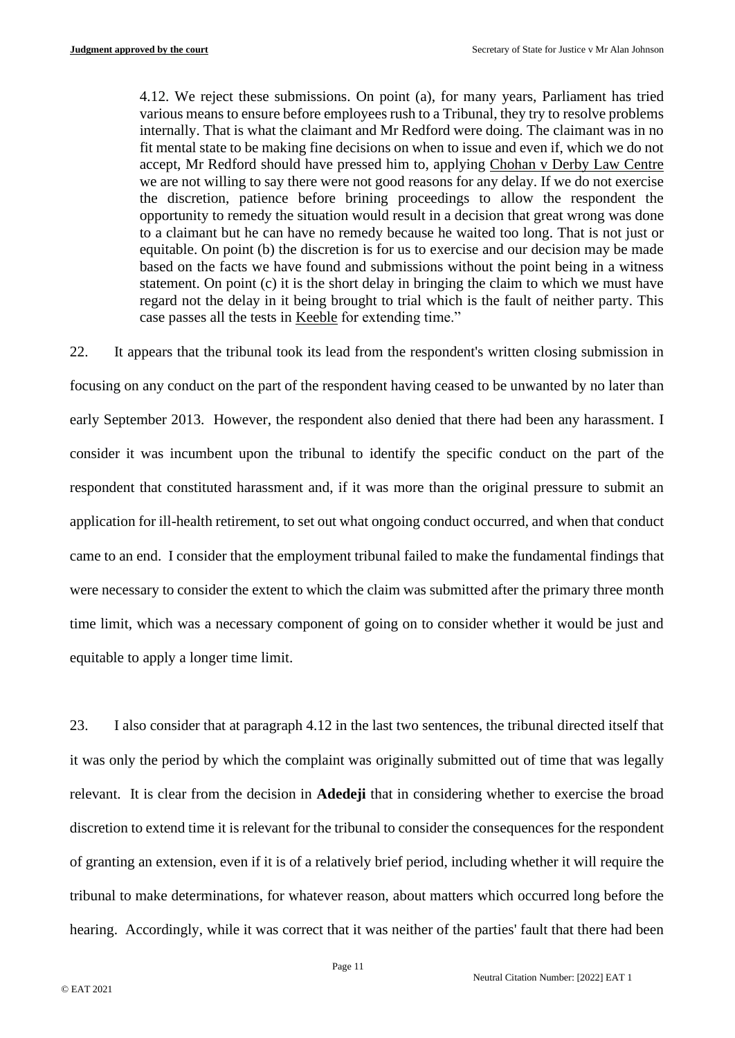> 4.12. We reject these submissions. On point (a), for many years, Parliament has tried various means to ensure before employees rush to a Tribunal, they try to resolve problems internally. That is what the claimant and Mr Redford were doing. The claimant was in no fit mental state to be making fine decisions on when to issue and even if, which we do not accept, Mr Redford should have pressed him to, applying Chohan v Derby Law Centre we are not willing to say there were not good reasons for any delay. If we do not exercise the discretion, patience before brining proceedings to allow the respondent the opportunity to remedy the situation would result in a decision that great wrong was done to a claimant but he can have no remedy because he waited too long. That is not just or equitable. On point (b) the discretion is for us to exercise and our decision may be made based on the facts we have found and submissions without the point being in a witness statement. On point (c) it is the short delay in bringing the claim to which we must have regard not the delay in it being brought to trial which is the fault of neither party. This case passes all the tests in Keeble for extending time."

22. It appears that the tribunal took its lead from the respondent's written closing submission in focusing on any conduct on the part of the respondent having ceased to be unwanted by no later than early September 2013. However, the respondent also denied that there had been any harassment. I consider it was incumbent upon the tribunal to identify the specific conduct on the part of the respondent that constituted harassment and, if it was more than the original pressure to submit an application for ill-health retirement, to set out what ongoing conduct occurred, and when that conduct came to an end. I consider that the employment tribunal failed to make the fundamental findings that were necessary to consider the extent to which the claim was submitted after the primary three month time limit, which was a necessary component of going on to consider whether it would be just and equitable to apply a longer time limit.

23. I also consider that at paragraph 4.12 in the last two sentences, the tribunal directed itself that it was only the period by which the complaint was originally submitted out of time that was legally relevant. It is clear from the decision in **Adedeji** that in considering whether to exercise the broad discretion to extend time it is relevant for the tribunal to consider the consequences for the respondent of granting an extension, even if it is of a relatively brief period, including whether it will require the tribunal to make determinations, for whatever reason, about matters which occurred long before the hearing. Accordingly, while it was correct that it was neither of the parties' fault that there had been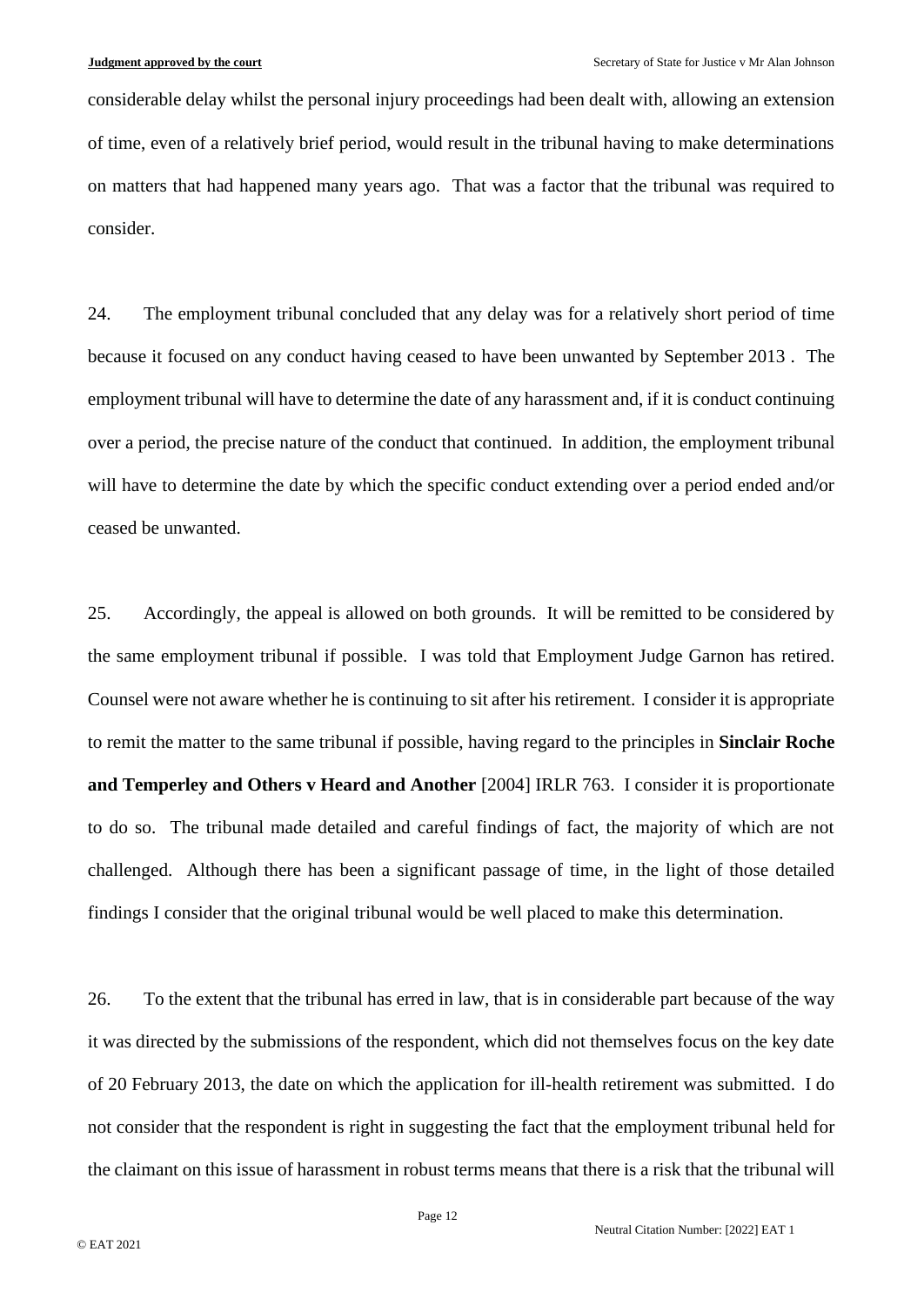considerable delay whilst the personal injury proceedings had been dealt with, allowing an extension of time, even of a relatively brief period, would result in the tribunal having to make determinations on matters that had happened many years ago. That was a factor that the tribunal was required to consider.

24. The employment tribunal concluded that any delay was for a relatively short period of time because it focused on any conduct having ceased to have been unwanted by September 2013 . The employment tribunal will have to determine the date of any harassment and, if it is conduct continuing over a period, the precise nature of the conduct that continued. In addition, the employment tribunal will have to determine the date by which the specific conduct extending over a period ended and/or ceased be unwanted.

25. Accordingly, the appeal is allowed on both grounds. It will be remitted to be considered by the same employment tribunal if possible. I was told that Employment Judge Garnon has retired. Counsel were not aware whether he is continuing to sit after his retirement. I consider it is appropriate to remit the matter to the same tribunal if possible, having regard to the principles in **Sinclair Roche and Temperley and Others v Heard and Another** [2004] IRLR 763. I consider it is proportionate to do so. The tribunal made detailed and careful findings of fact, the majority of which are not challenged. Although there has been a significant passage of time, in the light of those detailed findings I consider that the original tribunal would be well placed to make this determination.

26. To the extent that the tribunal has erred in law, that is in considerable part because of the way it was directed by the submissions of the respondent, which did not themselves focus on the key date of 20 February 2013, the date on which the application for ill-health retirement was submitted. I do not consider that the respondent is right in suggesting the fact that the employment tribunal held for the claimant on this issue of harassment in robust terms means that there is a risk that the tribunal will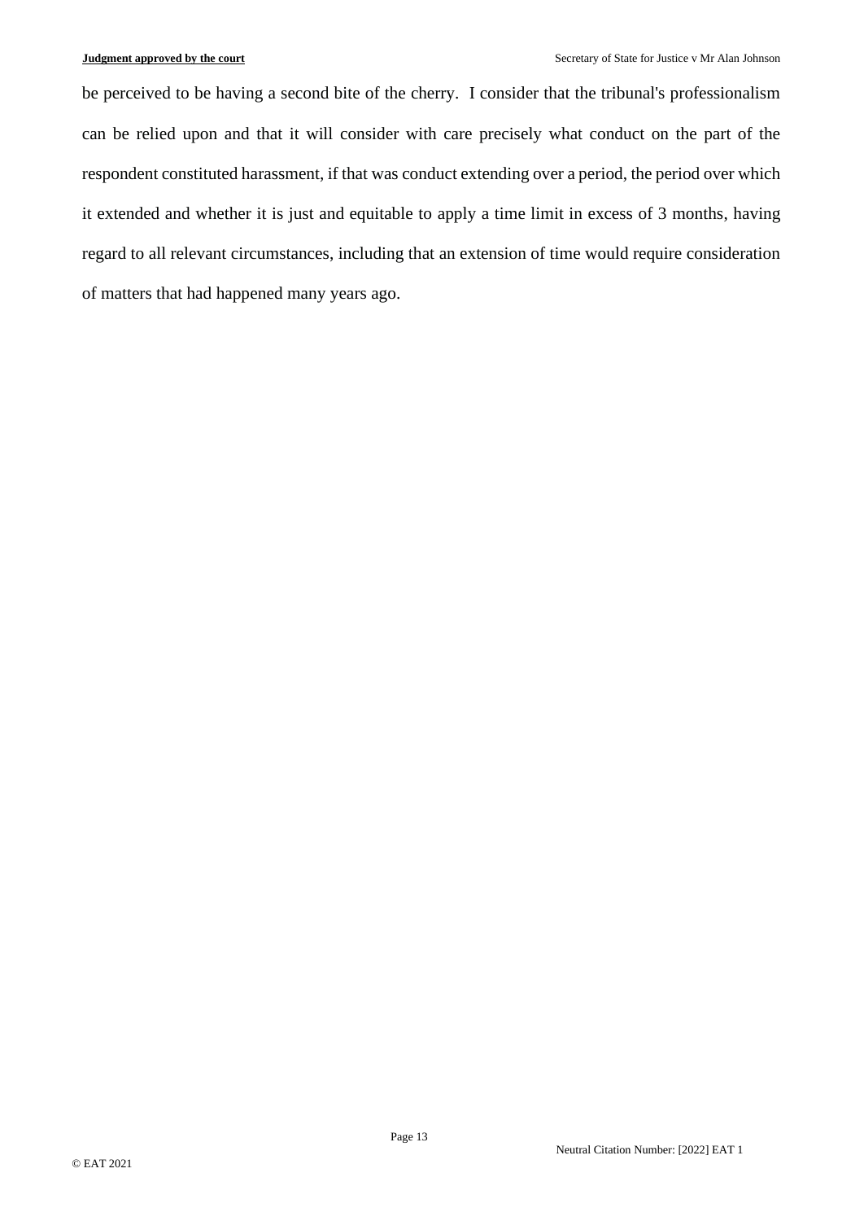be perceived to be having a second bite of the cherry. I consider that the tribunal's professionalism can be relied upon and that it will consider with care precisely what conduct on the part of the respondent constituted harassment, if that was conduct extending over a period, the period over which it extended and whether it is just and equitable to apply a time limit in excess of 3 months, having regard to all relevant circumstances, including that an extension of time would require consideration of matters that had happened many years ago.